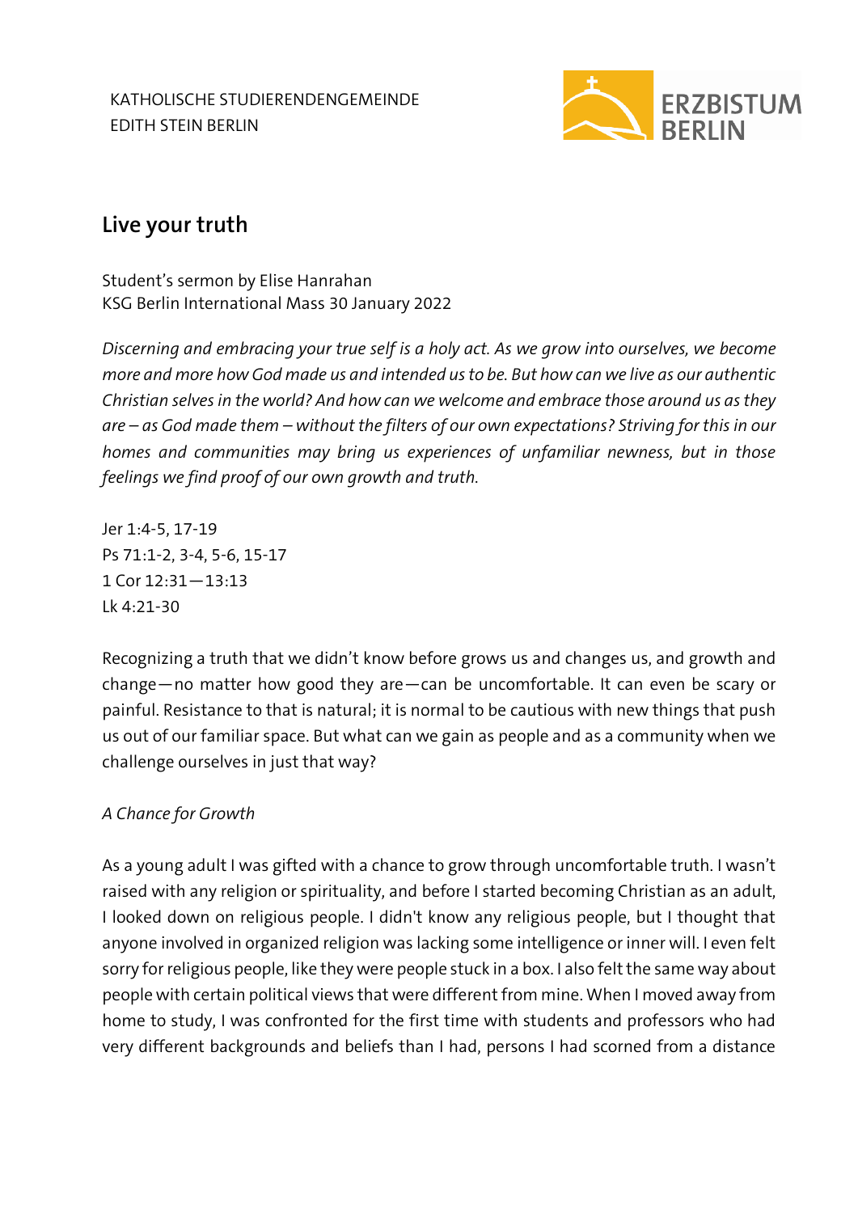KATHOLISCHE STUDIERENDENGEMEINDE
EDITH STEIN BERLIN

ERZBISTUM BERLIN

# Live your truth

Student's sermon by Elise Hanrahan
KSG Berlin International Mass 30 January 2022

*Discerning and embracing your true self is a holy act. As we grow into ourselves, we become more and more how God made us and intended us to be. But how can we live as our authentic Christian selves in the world? And how can we welcome and embrace those around us as they are – as God made them – without the filters of our own expectations? Striving for this in our homes and communities may bring us experiences of unfamiliar newness, but in those feelings we find proof of our own growth and truth.*

Jer 1:4-5, 17-19
Ps 71:1-2, 3-4, 5-6, 15-17
1 Cor 12:31—13:13
Lk 4:21-30

Recognizing a truth that we didn't know before grows us and changes us, and growth and change—no matter how good they are—can be uncomfortable. It can even be scary or painful. Resistance to that is natural; it is normal to be cautious with new things that push us out of our familiar space. But what can we gain as people and as a community when we challenge ourselves in just that way?

*A Chance for Growth*

As a young adult I was gifted with a chance to grow through uncomfortable truth. I wasn't raised with any religion or spirituality, and before I started becoming Christian as an adult, I looked down on religious people. I didn't know any religious people, but I thought that anyone involved in organized religion was lacking some intelligence or inner will. I even felt sorry for religious people, like they were people stuck in a box. I also felt the same way about people with certain political views that were different from mine. When I moved away from home to study, I was confronted for the first time with students and professors who had very different backgrounds and beliefs than I had, persons I had scorned from a distance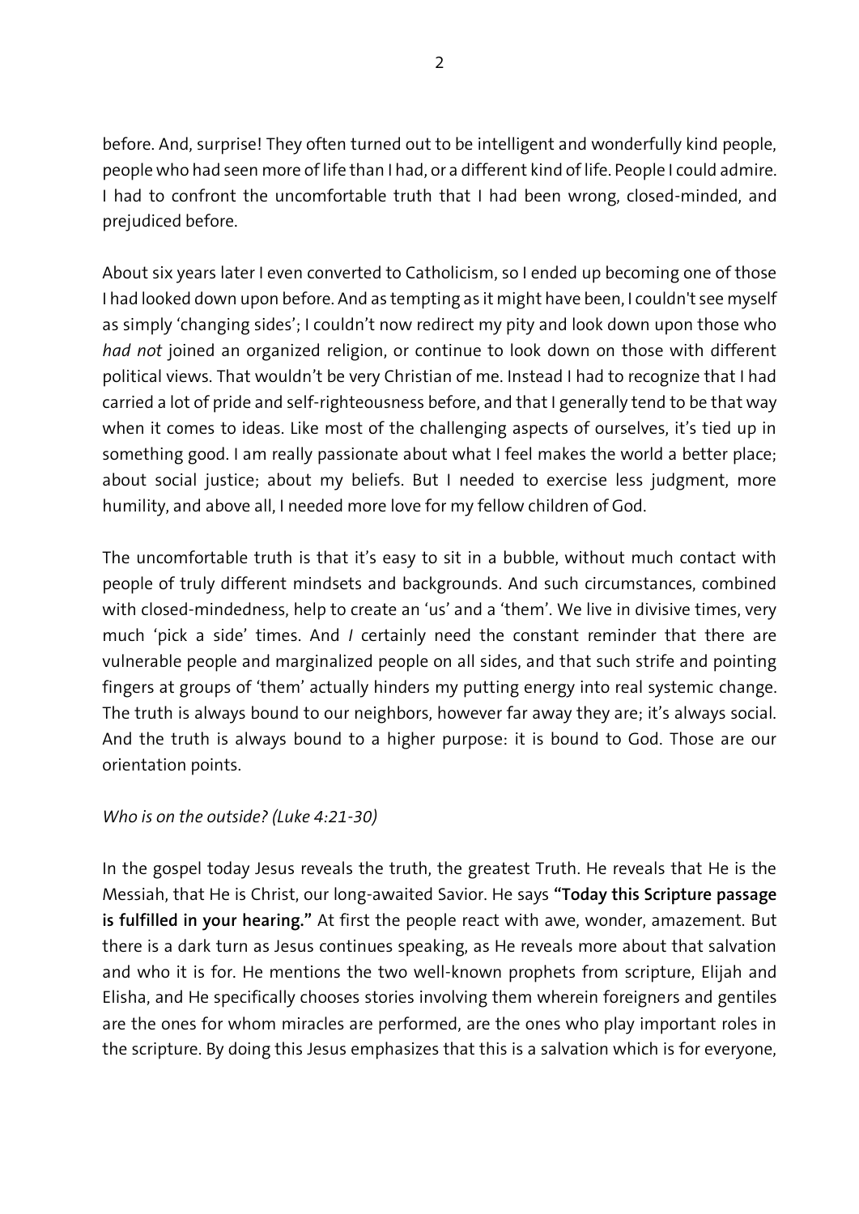before. And, surprise! They often turned out to be intelligent and wonderfully kind people, people who had seen more of life than I had, or a different kind of life. People I could admire. I had to confront the uncomfortable truth that I had been wrong, closed-minded, and prejudiced before.

About six years later I even converted to Catholicism, so I ended up becoming one of those I had looked down upon before. And as tempting as it might have been, I couldn't see myself as simply 'changing sides'; I couldn't now redirect my pity and look down upon those who *had not* joined an organized religion, or continue to look down on those with different political views. That wouldn't be very Christian of me. Instead I had to recognize that I had carried a lot of pride and self-righteousness before, and that I generally tend to be that way when it comes to ideas. Like most of the challenging aspects of ourselves, it's tied up in something good. I am really passionate about what I feel makes the world a better place; about social justice; about my beliefs. But I needed to exercise less judgment, more humility, and above all, I needed more love for my fellow children of God.

The uncomfortable truth is that it's easy to sit in a bubble, without much contact with people of truly different mindsets and backgrounds. And such circumstances, combined with closed-mindedness, help to create an 'us' and a 'them'. We live in divisive times, very much 'pick a side' times. And *I* certainly need the constant reminder that there are vulnerable people and marginalized people on all sides, and that such strife and pointing fingers at groups of 'them' actually hinders my putting energy into real systemic change. The truth is always bound to our neighbors, however far away they are; it's always social. And the truth is always bound to a higher purpose: it is bound to God. Those are our orientation points.

*Who is on the outside? (Luke 4:21-30)*

In the gospel today Jesus reveals the truth, the greatest Truth. He reveals that He is the Messiah, that He is Christ, our long-awaited Savior. He says **"Today this Scripture passage is fulfilled in your hearing."** At first the people react with awe, wonder, amazement. But there is a dark turn as Jesus continues speaking, as He reveals more about that salvation and who it is for. He mentions the two well-known prophets from scripture, Elijah and Elisha, and He specifically chooses stories involving them wherein foreigners and gentiles are the ones for whom miracles are performed, are the ones who play important roles in the scripture. By doing this Jesus emphasizes that this is a salvation which is for everyone,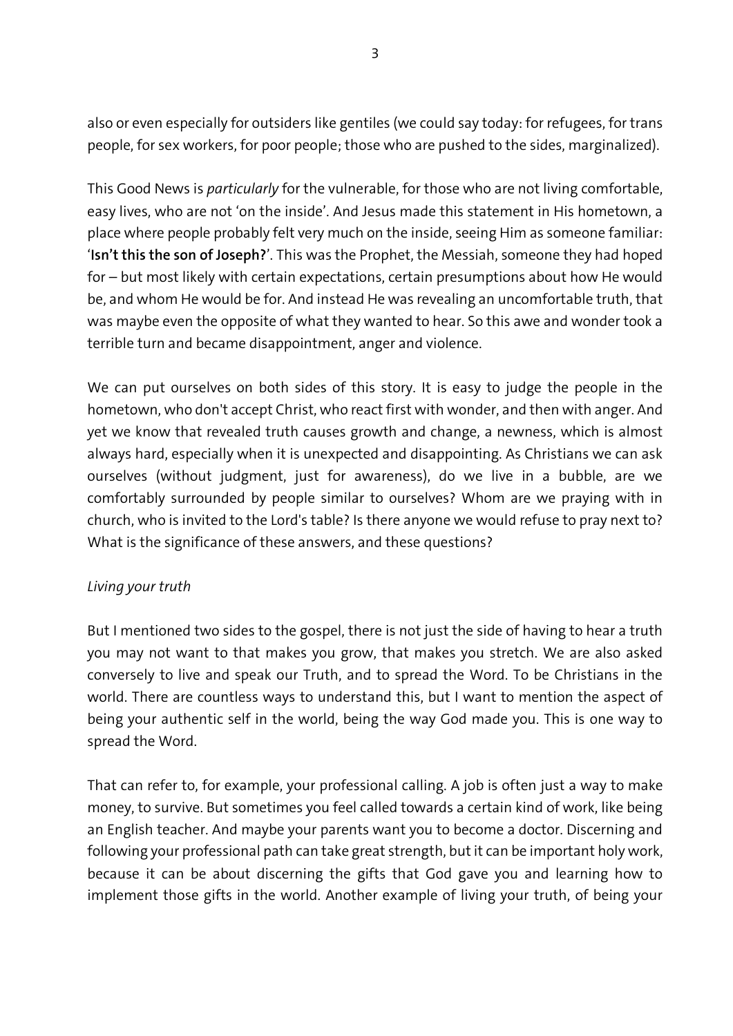also or even especially for outsiders like gentiles (we could say today: for refugees, for trans people, for sex workers, for poor people; those who are pushed to the sides, marginalized).

This Good News is *particularly* for the vulnerable, for those who are not living comfortable, easy lives, who are not 'on the inside'. And Jesus made this statement in His hometown, a place where people probably felt very much on the inside, seeing Him as someone familiar: '**Isn't this the son of Joseph?**'. This was the Prophet, the Messiah, someone they had hoped for – but most likely with certain expectations, certain presumptions about how He would be, and whom He would be for. And instead He was revealing an uncomfortable truth, that was maybe even the opposite of what they wanted to hear. So this awe and wonder took a terrible turn and became disappointment, anger and violence.

We can put ourselves on both sides of this story. It is easy to judge the people in the hometown, who don't accept Christ, who react first with wonder, and then with anger. And yet we know that revealed truth causes growth and change, a newness, which is almost always hard, especially when it is unexpected and disappointing. As Christians we can ask ourselves (without judgment, just for awareness), do we live in a bubble, are we comfortably surrounded by people similar to ourselves? Whom are we praying with in church, who is invited to the Lord's table? Is there anyone we would refuse to pray next to? What is the significance of these answers, and these questions?

*Living your truth*

But I mentioned two sides to the gospel, there is not just the side of having to hear a truth you may not want to that makes you grow, that makes you stretch. We are also asked conversely to live and speak our Truth, and to spread the Word. To be Christians in the world. There are countless ways to understand this, but I want to mention the aspect of being your authentic self in the world, being the way God made you. This is one way to spread the Word.

That can refer to, for example, your professional calling. A job is often just a way to make money, to survive. But sometimes you feel called towards a certain kind of work, like being an English teacher. And maybe your parents want you to become a doctor. Discerning and following your professional path can take great strength, but it can be important holy work, because it can be about discerning the gifts that God gave you and learning how to implement those gifts in the world. Another example of living your truth, of being your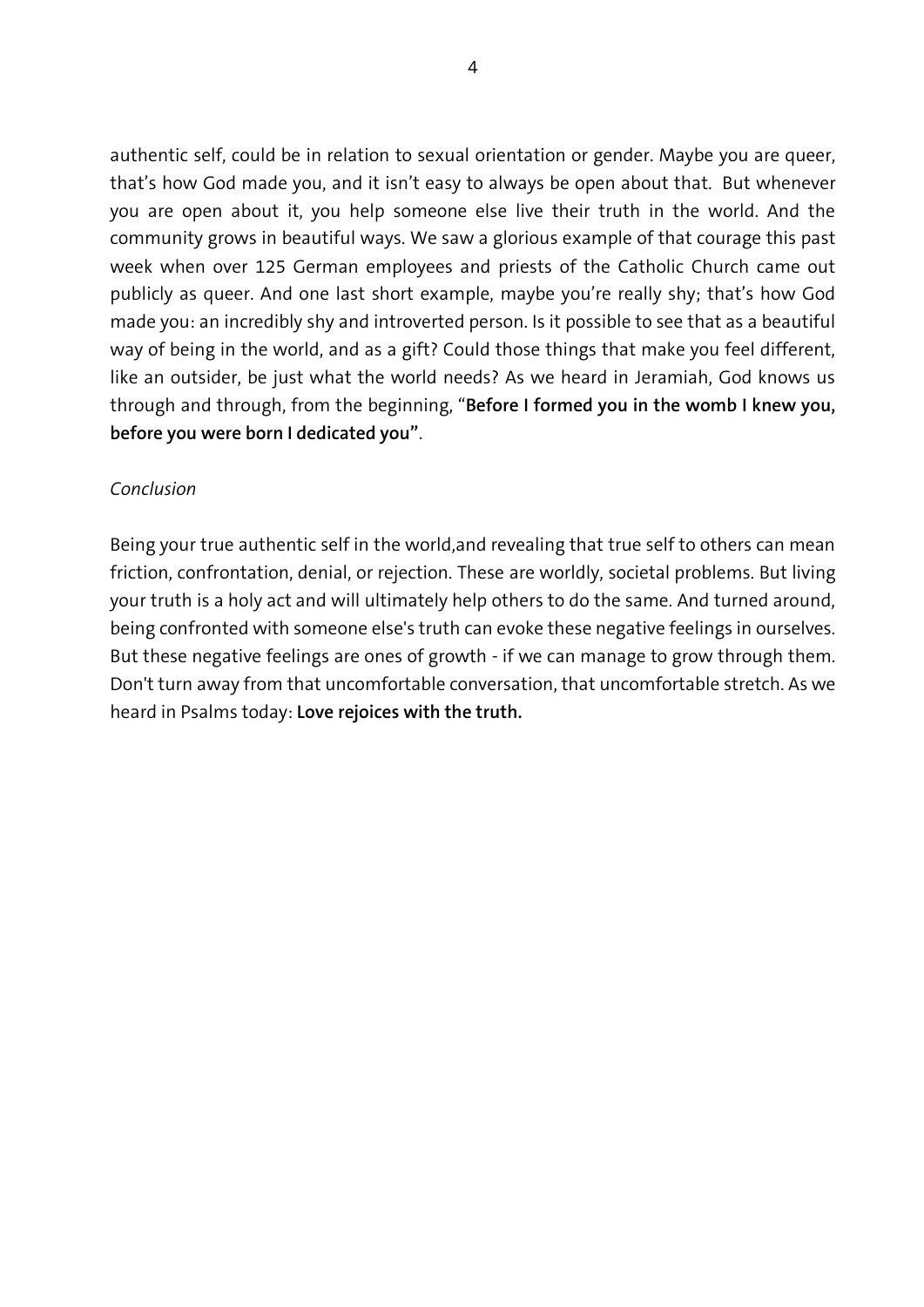authentic self, could be in relation to sexual orientation or gender. Maybe you are queer, that's how God made you, and it isn't easy to always be open about that.  But whenever you are open about it, you help someone else live their truth in the world. And the community grows in beautiful ways. We saw a glorious example of that courage this past week when over 125 German employees and priests of the Catholic Church came out publicly as queer. And one last short example, maybe you're really shy; that's how God made you: an incredibly shy and introverted person. Is it possible to see that as a beautiful way of being in the world, and as a gift? Could those things that make you feel different, like an outsider, be just what the world needs? As we heard in Jeramiah, God knows us through and through, from the beginning, "**Before I formed you in the womb I knew you, before you were born I dedicated you"**.

*Conclusion*

Being your true authentic self in the world,and revealing that true self to others can mean friction, confrontation, denial, or rejection. These are worldly, societal problems. But living your truth is a holy act and will ultimately help others to do the same. And turned around, being confronted with someone else's truth can evoke these negative feelings in ourselves. But these negative feelings are ones of growth - if we can manage to grow through them. Don't turn away from that uncomfortable conversation, that uncomfortable stretch. As we heard in Psalms today: **Love rejoices with the truth.**